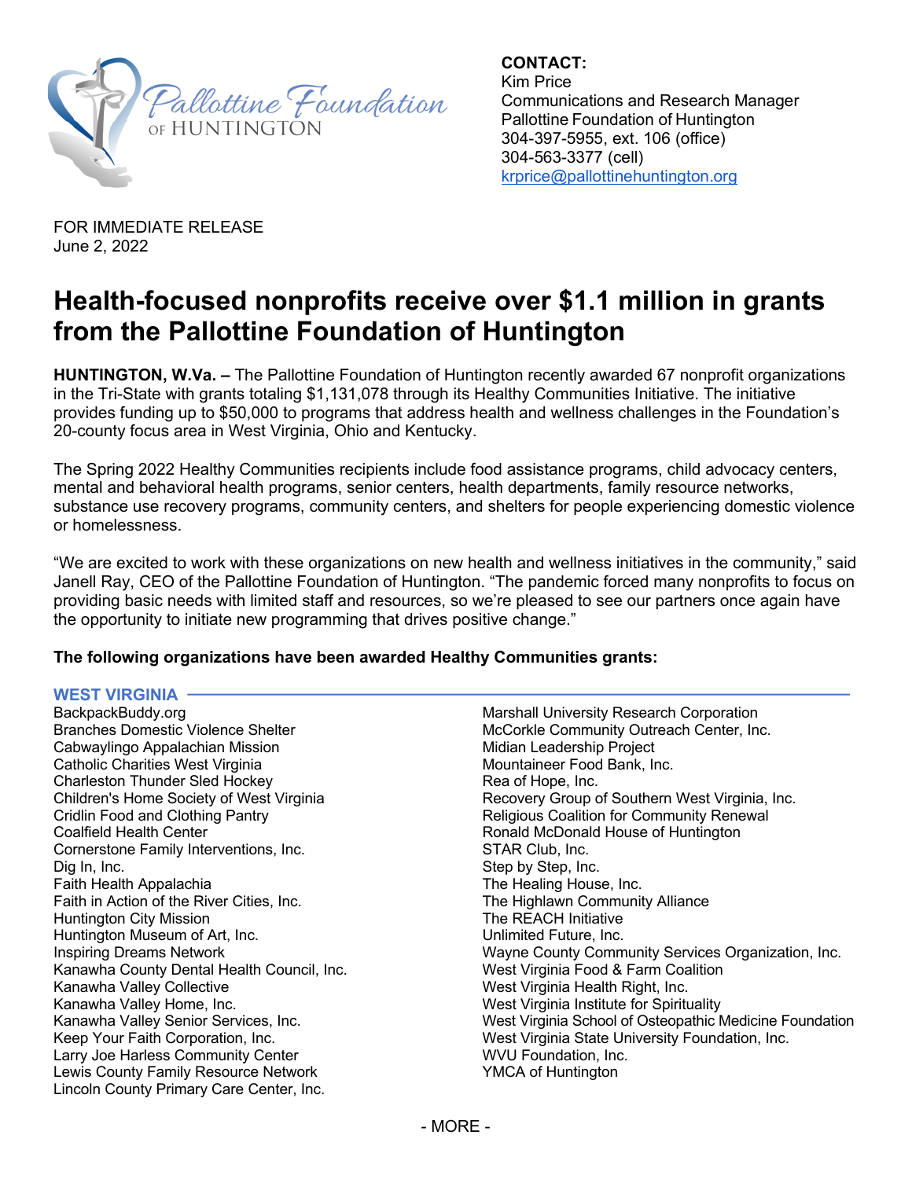Pallottine Foundation of HUNTINGTON

**CONTACT:**
Kim Price
Communications and Research Manager
Pallottine Foundation of Huntington
304-397-5955, ext. 106 (office)
304-563-3377 (cell)
krprice@pallottinehuntington.org

FOR IMMEDIATE RELEASE
June 2, 2022

# Health-focused nonprofits receive over $1.1 million in grants from the Pallottine Foundation of Huntington

**HUNTINGTON, W.Va. –** The Pallottine Foundation of Huntington recently awarded 67 nonprofit organizations in the Tri-State with grants totaling $1,131,078 through its Healthy Communities Initiative. The initiative provides funding up to $50,000 to programs that address health and wellness challenges in the Foundation's 20-county focus area in West Virginia, Ohio and Kentucky.

The Spring 2022 Healthy Communities recipients include food assistance programs, child advocacy centers, mental and behavioral health programs, senior centers, health departments, family resource networks, substance use recovery programs, community centers, and shelters for people experiencing domestic violence or homelessness.

"We are excited to work with these organizations on new health and wellness initiatives in the community," said Janell Ray, CEO of the Pallottine Foundation of Huntington. "The pandemic forced many nonprofits to focus on providing basic needs with limited staff and resources, so we're pleased to see our partners once again have the opportunity to initiate new programming that drives positive change."

**The following organizations have been awarded Healthy Communities grants:**

## WEST VIRGINIA

BackpackBuddy.org
Branches Domestic Violence Shelter
Cabwaylingo Appalachian Mission
Catholic Charities West Virginia
Charleston Thunder Sled Hockey
Children's Home Society of West Virginia
Cridlin Food and Clothing Pantry
Coalfield Health Center
Cornerstone Family Interventions, Inc.
Dig In, Inc.
Faith Health Appalachia
Faith in Action of the River Cities, Inc.
Huntington City Mission
Huntington Museum of Art, Inc.
Inspiring Dreams Network
Kanawha County Dental Health Council, Inc.
Kanawha Valley Collective
Kanawha Valley Home, Inc.
Kanawha Valley Senior Services, Inc.
Keep Your Faith Corporation, Inc.
Larry Joe Harless Community Center
Lewis County Family Resource Network
Lincoln County Primary Care Center, Inc.
Marshall University Research Corporation
McCorkle Community Outreach Center, Inc.
Midian Leadership Project
Mountaineer Food Bank, Inc.
Rea of Hope, Inc.
Recovery Group of Southern West Virginia, Inc.
Religious Coalition for Community Renewal
Ronald McDonald House of Huntington
STAR Club, Inc.
Step by Step, Inc.
The Healing House, Inc.
The Highlawn Community Alliance
The REACH Initiative
Unlimited Future, Inc.
Wayne County Community Services Organization, Inc.
West Virginia Food & Farm Coalition
West Virginia Health Right, Inc.
West Virginia Institute for Spirituality
West Virginia School of Osteopathic Medicine Foundation
West Virginia State University Foundation, Inc.
WVU Foundation, Inc.
YMCA of Huntington

\- MORE -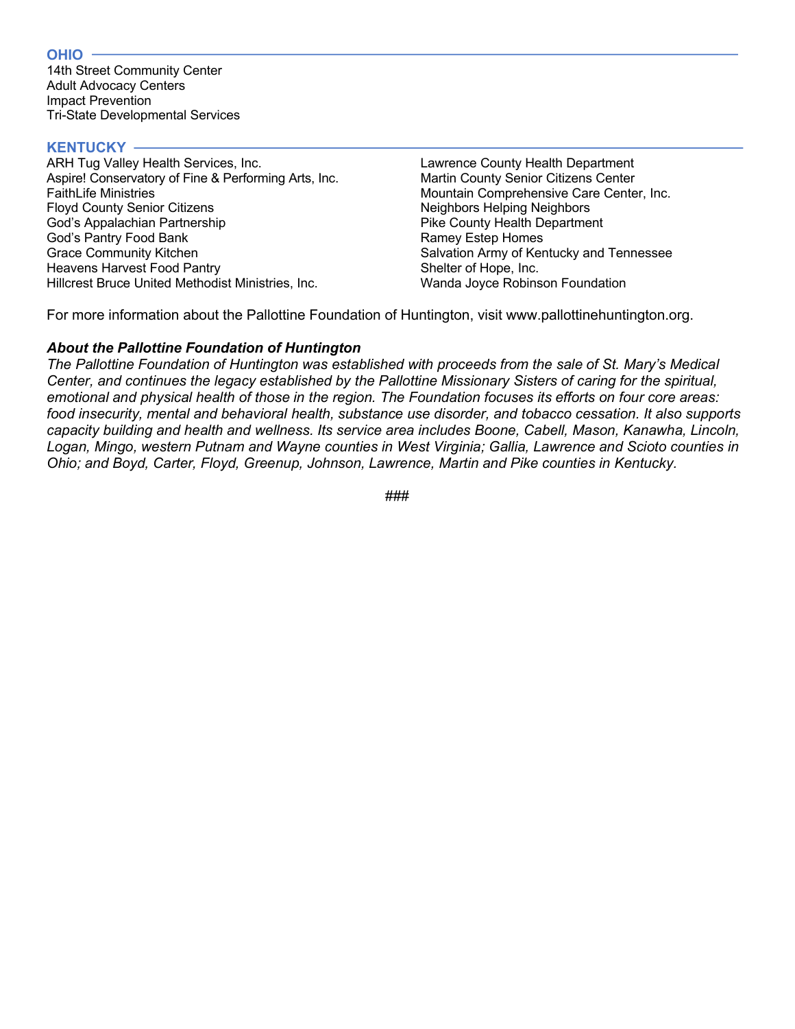## OHIO

14th Street Community Center
Adult Advocacy Centers
Impact Prevention
Tri-State Developmental Services

## KENTUCKY

ARH Tug Valley Health Services, Inc.
Aspire! Conservatory of Fine & Performing Arts, Inc.
FaithLife Ministries
Floyd County Senior Citizens
God's Appalachian Partnership
God's Pantry Food Bank
Grace Community Kitchen
Heavens Harvest Food Pantry
Hillcrest Bruce United Methodist Ministries, Inc.
Lawrence County Health Department
Martin County Senior Citizens Center
Mountain Comprehensive Care Center, Inc.
Neighbors Helping Neighbors
Pike County Health Department
Ramey Estep Homes
Salvation Army of Kentucky and Tennessee
Shelter of Hope, Inc.
Wanda Joyce Robinson Foundation

For more information about the Pallottine Foundation of Huntington, visit www.pallottinehuntington.org.

***About the Pallottine Foundation of Huntington***

*The Pallottine Foundation of Huntington was established with proceeds from the sale of St. Mary's Medical Center, and continues the legacy established by the Pallottine Missionary Sisters of caring for the spiritual, emotional and physical health of those in the region. The Foundation focuses its efforts on four core areas: food insecurity, mental and behavioral health, substance use disorder, and tobacco cessation. It also supports capacity building and health and wellness. Its service area includes Boone, Cabell, Mason, Kanawha, Lincoln, Logan, Mingo, western Putnam and Wayne counties in West Virginia; Gallia, Lawrence and Scioto counties in Ohio; and Boyd, Carter, Floyd, Greenup, Johnson, Lawrence, Martin and Pike counties in Kentucky.*

###